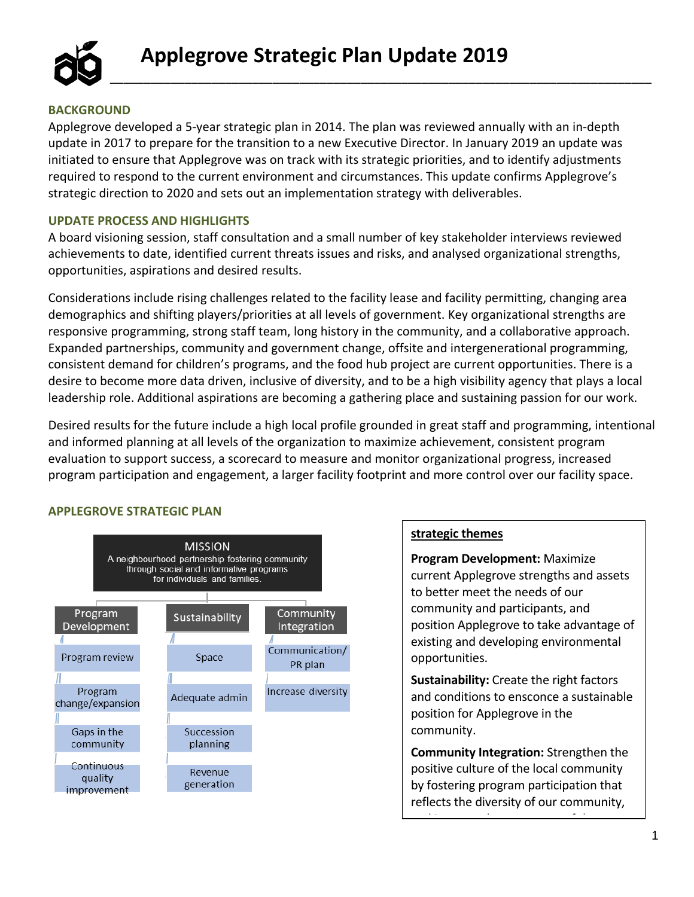# Applegrove Strategic Plan Update 2019

## BACKGROUND

Applegrove developed a 5-year strategic plan in 2014. The plan was reviewed annually with an in-depth update in 2017 to prepare for the transition to a new Executive Director. In January 2019 an update was initiated to ensure that Applegrove was on track with its strategic priorities, and to identify adjustments required to respond to the current environment and circumstances. This update confirms Applegrove's strategic direction to 2020 and sets out an implementation strategy with deliverables.

## UPDATE PROCESS AND HIGHLIGHTS

A board visioning session, staff consultation and a small number of key stakeholder interviews reviewed achievements to date, identified current threats issues and risks, and analysed organizational strengths, opportunities, aspirations and desired results.

Considerations include rising challenges related to the facility lease and facility permitting, changing area demographics and shifting players/priorities at all levels of government. Key organizational strengths are responsive programming, strong staff team, long history in the community, and a collaborative approach. Expanded partnerships, community and government change, offsite and intergenerational programming, consistent demand for children's programs, and the food hub project are current opportunities. There is a desire to become more data driven, inclusive of diversity, and to be a high visibility agency that plays a local leadership role. Additional aspirations are becoming a gathering place and sustaining passion for our work.

Desired results for the future include a high local profile grounded in great staff and programming, intentional and informed planning at all levels of the organization to maximize achievement, consistent program evaluation to support success, a scorecard to measure and monitor organizational progress, increased program participation and engagement, a larger facility footprint and more control over our facility space.

## APPLEGROVE STRATEGIC PLAN

**MISSION**
A neighbourhood partnership fostering community through social and informative programs for individuals and families.

| Program Development | Sustainability | Community Integration |
|---|---|---|
| Program review | Space | Communication/ PR plan |
| Program change/expansion | Adequate admin | Increase diversity |
| Gaps in the community | Succession planning | |
| Continuous quality improvement | Revenue generation | |

**strategic themes**

**Program Development:** Maximize current Applegrove strengths and assets to better meet the needs of our community and participants, and position Applegrove to take advantage of existing and developing environmental opportunities.

**Sustainability:** Create the right factors and conditions to ensconce a sustainable position for Applegrove in the community.

**Community Integration:** Strengthen the positive culture of the local community by fostering program participation that reflects the diversity of our community,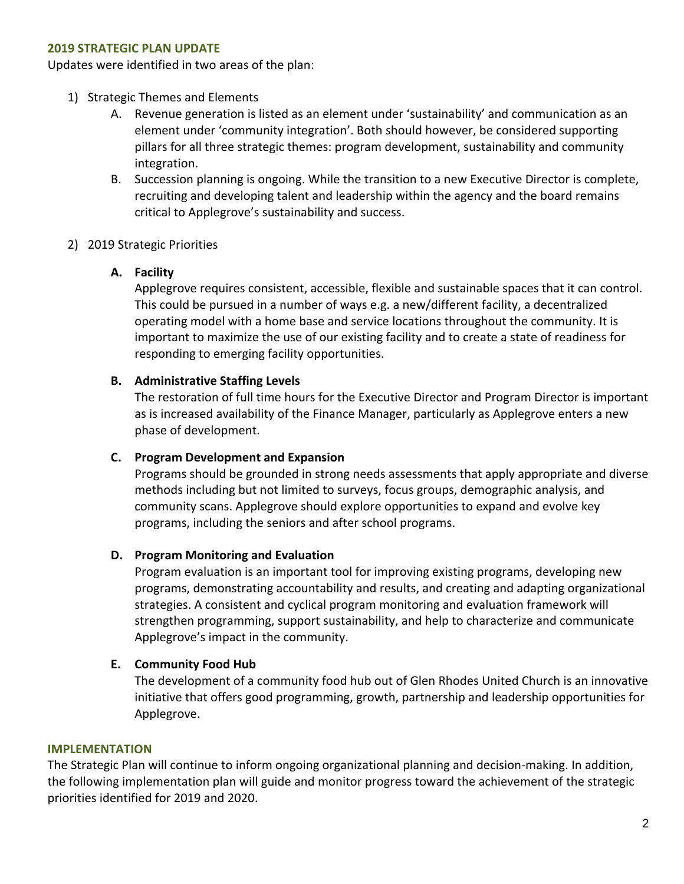## 2019 STRATEGIC PLAN UPDATE

Updates were identified in two areas of the plan:

1) Strategic Themes and Elements
    A. Revenue generation is listed as an element under 'sustainability' and communication as an element under 'community integration'. Both should however, be considered supporting pillars for all three strategic themes: program development, sustainability and community integration.
    B. Succession planning is ongoing. While the transition to a new Executive Director is complete, recruiting and developing talent and leadership within the agency and the board remains critical to Applegrove's sustainability and success.

2) 2019 Strategic Priorities

    **A. Facility**
    Applegrove requires consistent, accessible, flexible and sustainable spaces that it can control. This could be pursued in a number of ways e.g. a new/different facility, a decentralized operating model with a home base and service locations throughout the community. It is important to maximize the use of our existing facility and to create a state of readiness for responding to emerging facility opportunities.

    **B. Administrative Staffing Levels**
    The restoration of full time hours for the Executive Director and Program Director is important as is increased availability of the Finance Manager, particularly as Applegrove enters a new phase of development.

    **C. Program Development and Expansion**
    Programs should be grounded in strong needs assessments that apply appropriate and diverse methods including but not limited to surveys, focus groups, demographic analysis, and community scans. Applegrove should explore opportunities to expand and evolve key programs, including the seniors and after school programs.

    **D. Program Monitoring and Evaluation**
    Program evaluation is an important tool for improving existing programs, developing new programs, demonstrating accountability and results, and creating and adapting organizational strategies. A consistent and cyclical program monitoring and evaluation framework will strengthen programming, support sustainability, and help to characterize and communicate Applegrove's impact in the community.

    **E. Community Food Hub**
    The development of a community food hub out of Glen Rhodes United Church is an innovative initiative that offers good programming, growth, partnership and leadership opportunities for Applegrove.

## IMPLEMENTATION

The Strategic Plan will continue to inform ongoing organizational planning and decision-making. In addition, the following implementation plan will guide and monitor progress toward the achievement of the strategic priorities identified for 2019 and 2020.